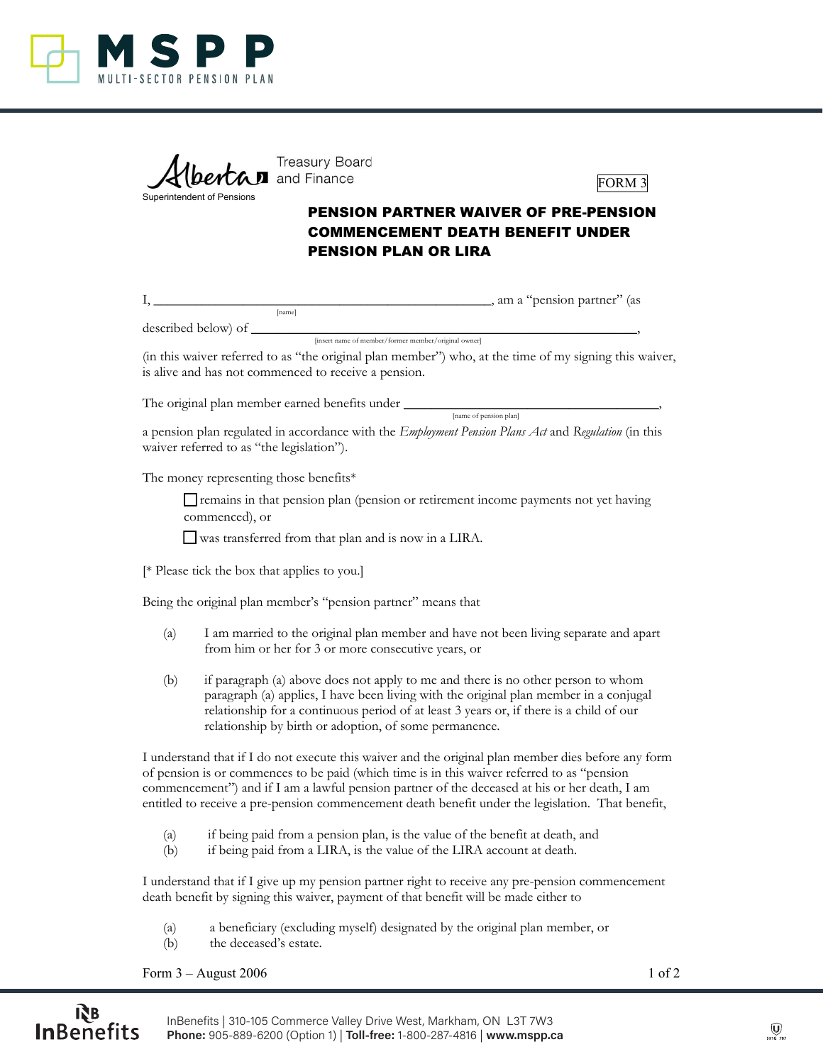Treasury Board and Finance

Superintendent of Pensions

FORM 3

# PENSION PARTNER WAIVER OF PRE-PENSION COMMENCEMENT DEATH BENEFIT UNDER PENSION PLAN OR LIRA

I, \_\_\_\_\_\_\_\_\_\_\_\_\_\_\_\_\_\_\_\_\_\_\_\_\_\_\_\_\_\_\_\_\_\_\_\_\_\_\_\_\_\_\_\_, am a "pension partner" (as
[name]

described below) of \_\_\_\_\_\_\_\_\_\_\_\_\_\_\_\_\_\_\_\_\_\_\_\_\_\_\_\_\_\_\_\_\_\_\_\_\_\_\_\_\_\_\_\_\_\_\_\_\_\_\_\_,
[insert name of member/former member/original owner]

(in this waiver referred to as "the original plan member") who, at the time of my signing this waiver, is alive and has not commenced to receive a pension.

The original plan member earned benefits under \_\_\_\_\_\_\_\_\_\_\_\_\_\_\_\_\_\_\_\_\_\_\_\_\_\_\_\_\_\_\_\_\_\_\_\_,
[name of pension plan]

a pension plan regulated in accordance with the *Employment Pension Plans Act* and *Regulation* (in this waiver referred to as "the legislation").

The money representing those benefits*

- ☐ remains in that pension plan (pension or retirement income payments not yet having commenced), or
- ☐ was transferred from that plan and is now in a LIRA.

[* Please tick the box that applies to you.]

Being the original plan member's "pension partner" means that

(a) I am married to the original plan member and have not been living separate and apart from him or her for 3 or more consecutive years, or

(b) if paragraph (a) above does not apply to me and there is no other person to whom paragraph (a) applies, I have been living with the original plan member in a conjugal relationship for a continuous period of at least 3 years or, if there is a child of our relationship by birth or adoption, of some permanence.

I understand that if I do not execute this waiver and the original plan member dies before any form of pension is or commences to be paid (which time is in this waiver referred to as "pension commencement") and if I am a lawful pension partner of the deceased at his or her death, I am entitled to receive a pre-pension commencement death benefit under the legislation. That benefit,

(a) if being paid from a pension plan, is the value of the benefit at death, and
(b) if being paid from a LIRA, is the value of the LIRA account at death.

I understand that if I give up my pension partner right to receive any pre-pension commencement death benefit by signing this waiver, payment of that benefit will be made either to

(a) a beneficiary (excluding myself) designated by the original plan member, or
(b) the deceased's estate.

Form 3 – August 2006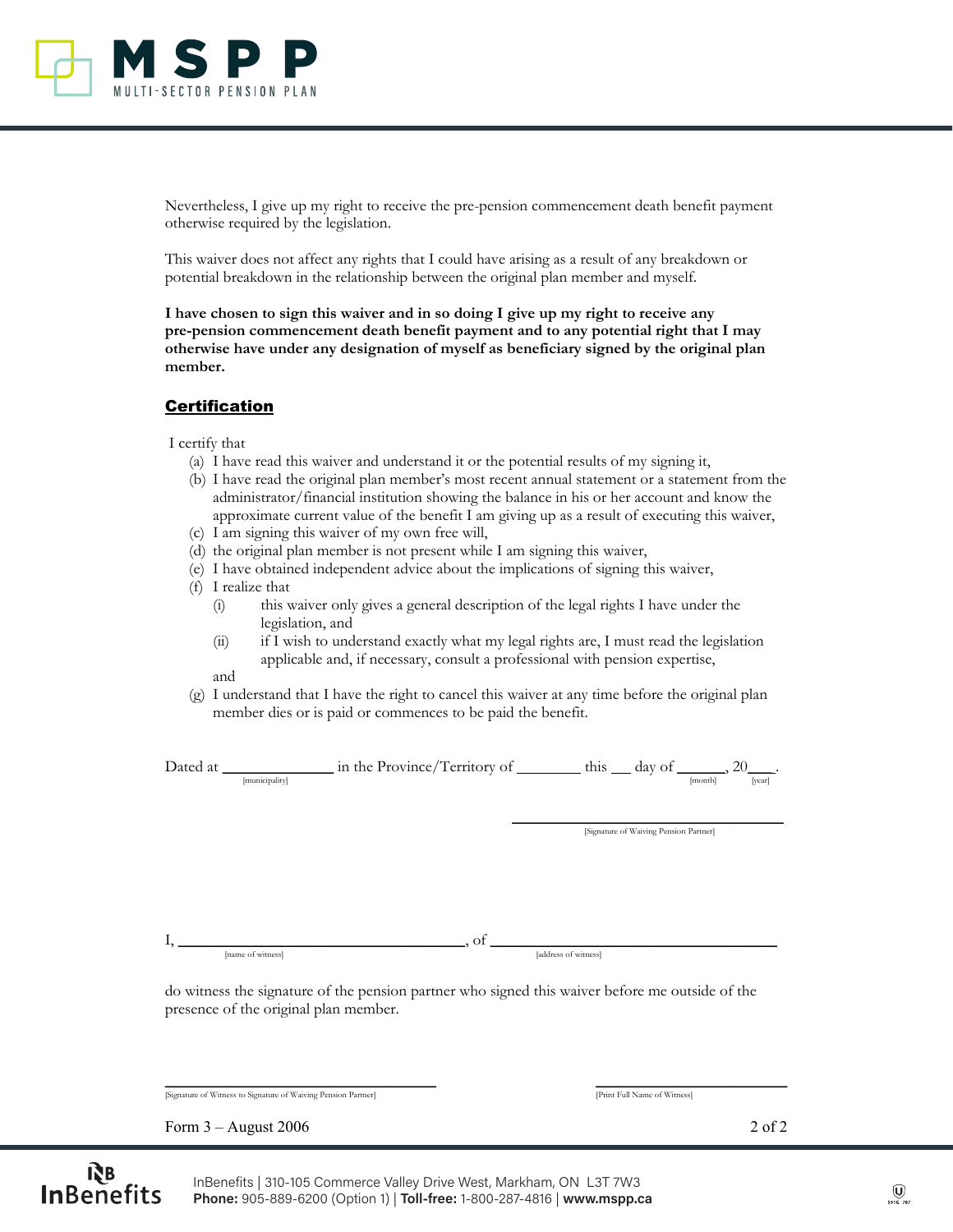Nevertheless, I give up my right to receive the pre-pension commencement death benefit payment otherwise required by the legislation.

This waiver does not affect any rights that I could have arising as a result of any breakdown or potential breakdown in the relationship between the original plan member and myself.

**I have chosen to sign this waiver and in so doing I give up my right to receive any pre-pension commencement death benefit payment and to any potential right that I may otherwise have under any designation of myself as beneficiary signed by the original plan member.**

## Certification

I certify that

(a) I have read this waiver and understand it or the potential results of my signing it,
(b) I have read the original plan member's most recent annual statement or a statement from the administrator/financial institution showing the balance in his or her account and know the approximate current value of the benefit I am giving up as a result of executing this waiver,
(c) I am signing this waiver of my own free will,
(d) the original plan member is not present while I am signing this waiver,
(e) I have obtained independent advice about the implications of signing this waiver,
(f) I realize that
    (i) this waiver only gives a general description of the legal rights I have under the legislation, and
    (ii) if I wish to understand exactly what my legal rights are, I must read the legislation applicable and, if necessary, consult a professional with pension expertise,
    and
(g) I understand that I have the right to cancel this waiver at any time before the original plan member dies or is paid or commences to be paid the benefit.

Dated at ______________ [municipality] in the Province/Territory of ________ this ___ day of ______ [month], 20___ [year].

______________________________
[Signature of Waiving Pension Partner]

I, ____________________________________ [name of witness], of ____________________________________ [address of witness]

do witness the signature of the pension partner who signed this waiver before me outside of the presence of the original plan member.

______________________________
[Signature of Witness to Signature of Waiving Pension Partner]

______________________________
[Print Full Name of Witness]

Form 3 – August 2006